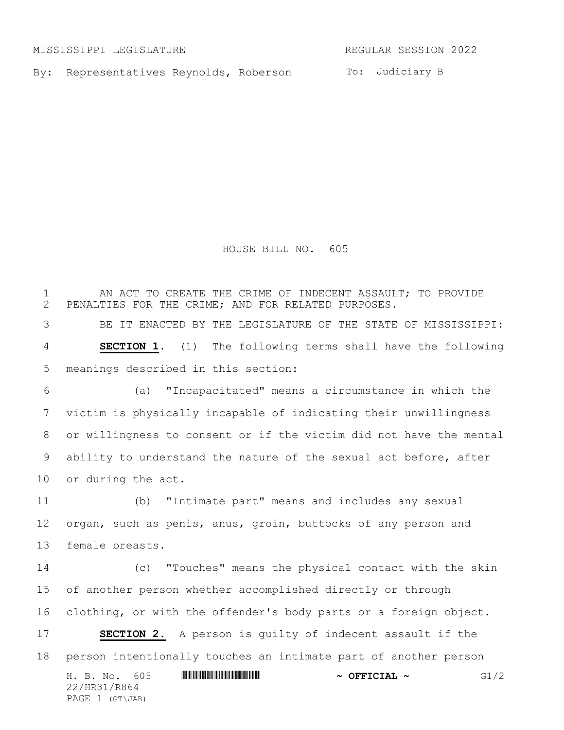MISSISSIPPI LEGISLATURE REGULAR SESSION 2022

By: Representatives Reynolds, Roberson

To: Judiciary B

# HOUSE BILL NO. 605

AN ACT TO CREATE THE CRIME OF INDECENT ASSAULT; TO PROVIDE PENALTIES FOR THE CRIME; AND FOR RELATED PURPOSES.

BE IT ENACTED BY THE LEGISLATURE OF THE STATE OF MISSISSIPPI:

**SECTION 1**. (1) The following terms shall have the following meanings described in this section:

(a) "Incapacitated" means a circumstance in which the victim is physically incapable of indicating their unwillingness or willingness to consent or if the victim did not have the mental ability to understand the nature of the sexual act before, after or during the act.

(b) "Intimate part" means and includes any sexual organ, such as penis, anus, groin, buttocks of any person and female breasts.

(c) "Touches" means the physical contact with the skin of another person whether accomplished directly or through clothing, or with the offender's body parts or a foreign object.

**SECTION 2.** A person is guilty of indecent assault if the person intentionally touches an intimate part of another person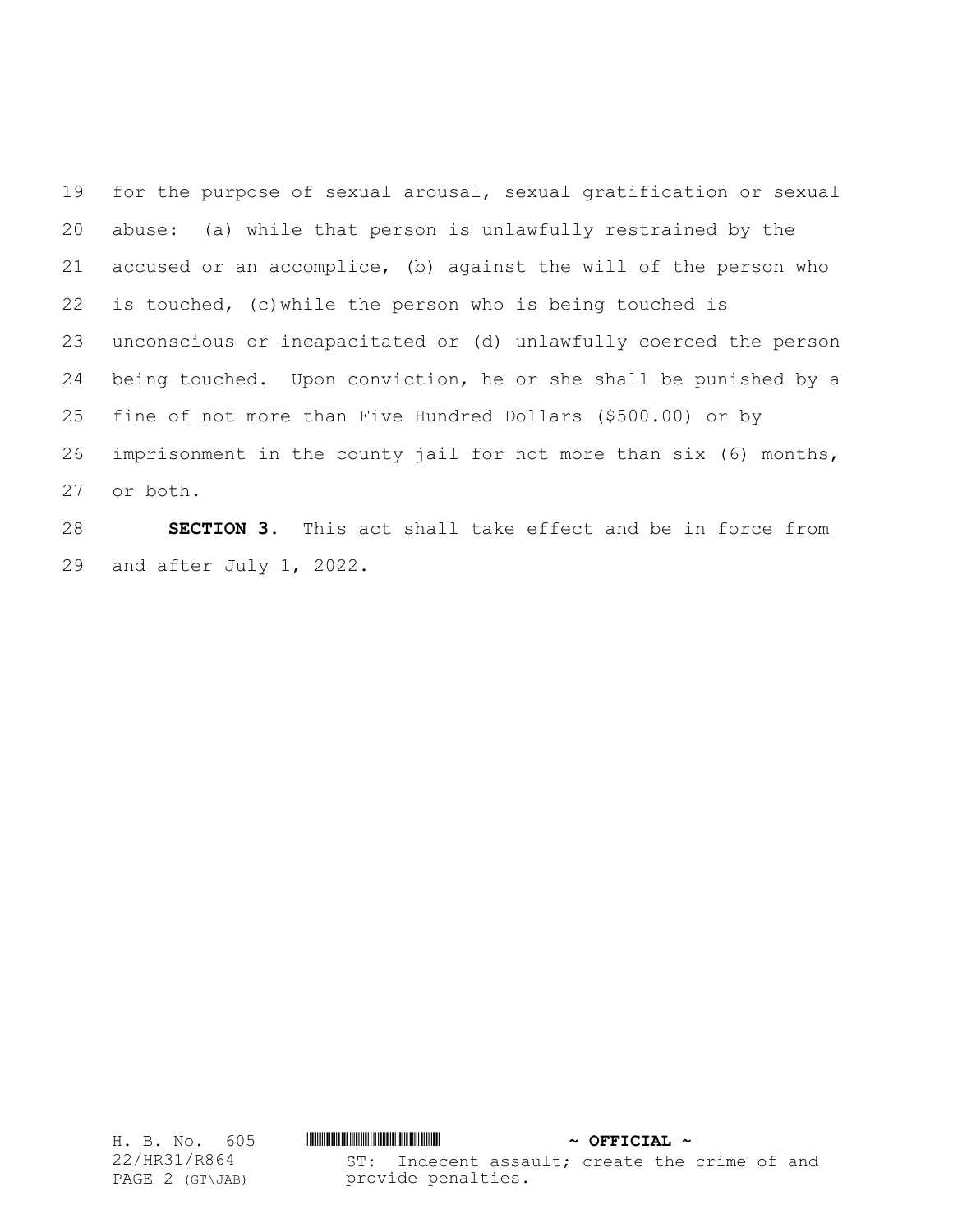for the purpose of sexual arousal, sexual gratification or sexual abuse: (a) while that person is unlawfully restrained by the accused or an accomplice, (b) against the will of the person who is touched, (c)while the person who is being touched is unconscious or incapacitated or (d) unlawfully coerced the person being touched. Upon conviction, he or she shall be punished by a fine of not more than Five Hundred Dollars ($500.00) or by imprisonment in the county jail for not more than six (6) months, or both.

**SECTION 3.** This act shall take effect and be in force from and after July 1, 2022.